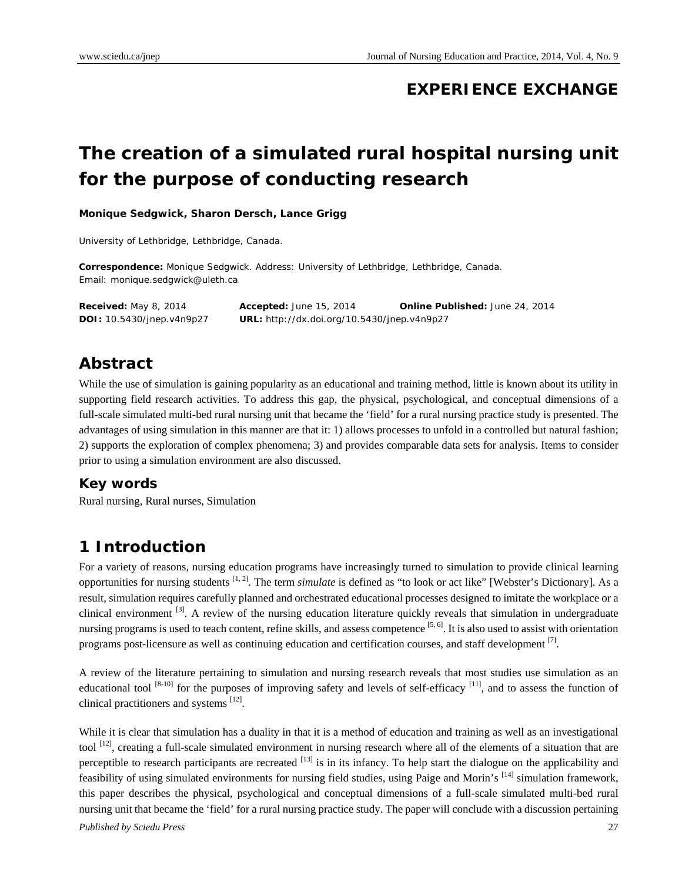**EXPERIENCE EXCHANGE**

# The creation of a simulated rural hospital nursing unit for the purpose of conducting research

**Monique Sedgwick, Sharon Dersch, Lance Grigg**

University of Lethbridge, Lethbridge, Canada.

**Correspondence:** Monique Sedgwick. Address: University of Lethbridge, Lethbridge, Canada.
Email: monique.sedgwick@uleth.ca

**Received:** May 8, 2014 **Accepted:** June 15, 2014 **Online Published:** June 24, 2014
**DOI:** 10.5430/jnep.v4n9p27 **URL:** http://dx.doi.org/10.5430/jnep.v4n9p27

## Abstract

While the use of simulation is gaining popularity as an educational and training method, little is known about its utility in supporting field research activities. To address this gap, the physical, psychological, and conceptual dimensions of a full-scale simulated multi-bed rural nursing unit that became the 'field' for a rural nursing practice study is presented. The advantages of using simulation in this manner are that it: 1) allows processes to unfold in a controlled but natural fashion; 2) supports the exploration of complex phenomena; 3) and provides comparable data sets for analysis. Items to consider prior to using a simulation environment are also discussed.

### Key words

Rural nursing, Rural nurses, Simulation

## 1 Introduction

For a variety of reasons, nursing education programs have increasingly turned to simulation to provide clinical learning opportunities for nursing students [1, 2]. The term *simulate* is defined as "to look or act like" [Webster's Dictionary]. As a result, simulation requires carefully planned and orchestrated educational processes designed to imitate the workplace or a clinical environment [3]. A review of the nursing education literature quickly reveals that simulation in undergraduate nursing programs is used to teach content, refine skills, and assess competence [5, 6]. It is also used to assist with orientation programs post-licensure as well as continuing education and certification courses, and staff development [7].

A review of the literature pertaining to simulation and nursing research reveals that most studies use simulation as an educational tool [8-10] for the purposes of improving safety and levels of self-efficacy [11], and to assess the function of clinical practitioners and systems [12].

While it is clear that simulation has a duality in that it is a method of education and training as well as an investigational tool [12], creating a full-scale simulated environment in nursing research where all of the elements of a situation that are perceptible to research participants are recreated [13] is in its infancy. To help start the dialogue on the applicability and feasibility of using simulated environments for nursing field studies, using Paige and Morin's [14] simulation framework, this paper describes the physical, psychological and conceptual dimensions of a full-scale simulated multi-bed rural nursing unit that became the 'field' for a rural nursing practice study. The paper will conclude with a discussion pertaining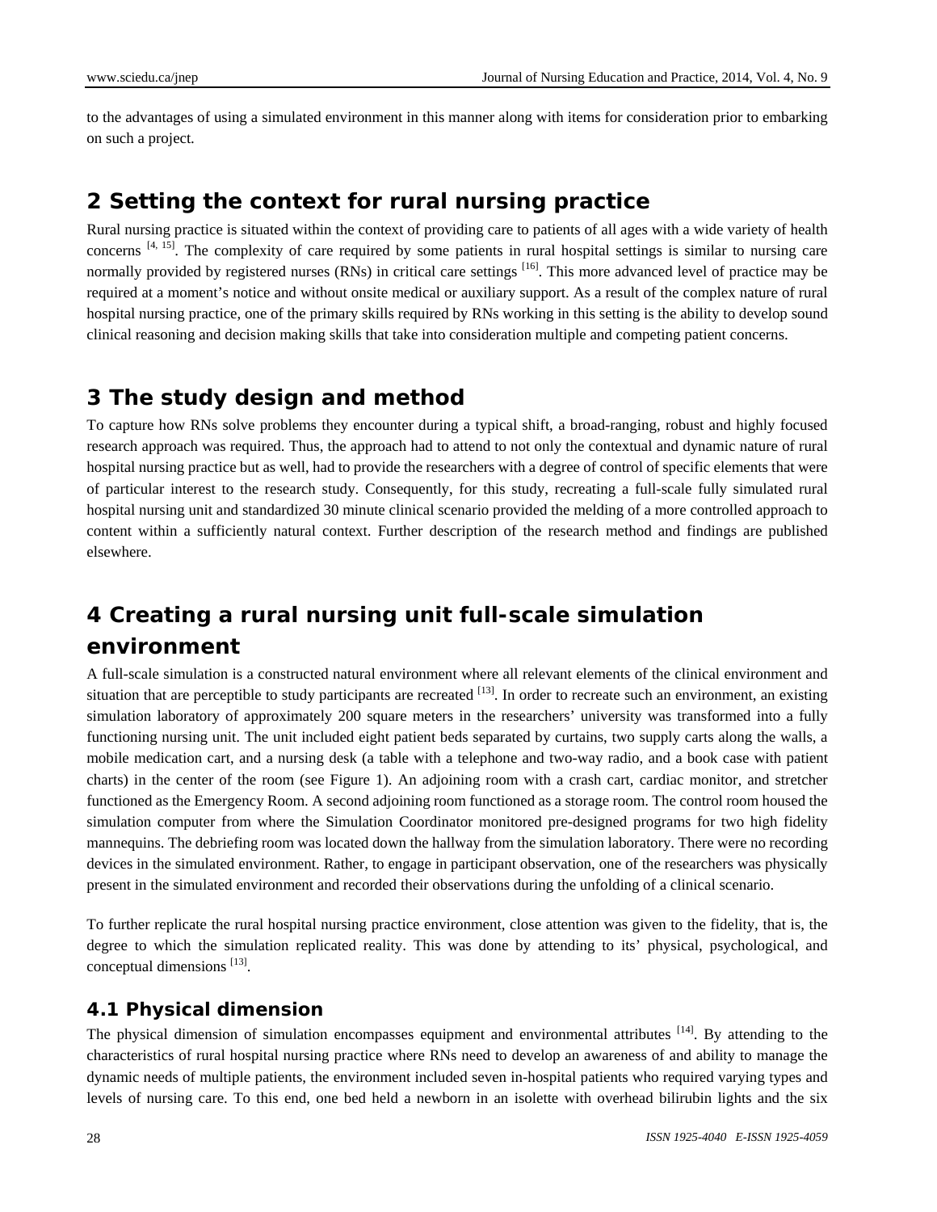to the advantages of using a simulated environment in this manner along with items for consideration prior to embarking on such a project.

## 2 Setting the context for rural nursing practice

Rural nursing practice is situated within the context of providing care to patients of all ages with a wide variety of health concerns [4, 15]. The complexity of care required by some patients in rural hospital settings is similar to nursing care normally provided by registered nurses (RNs) in critical care settings [16]. This more advanced level of practice may be required at a moment's notice and without onsite medical or auxiliary support. As a result of the complex nature of rural hospital nursing practice, one of the primary skills required by RNs working in this setting is the ability to develop sound clinical reasoning and decision making skills that take into consideration multiple and competing patient concerns.

## 3 The study design and method

To capture how RNs solve problems they encounter during a typical shift, a broad-ranging, robust and highly focused research approach was required. Thus, the approach had to attend to not only the contextual and dynamic nature of rural hospital nursing practice but as well, had to provide the researchers with a degree of control of specific elements that were of particular interest to the research study. Consequently, for this study, recreating a full-scale fully simulated rural hospital nursing unit and standardized 30 minute clinical scenario provided the melding of a more controlled approach to content within a sufficiently natural context. Further description of the research method and findings are published elsewhere.

## 4 Creating a rural nursing unit full-scale simulation environment

A full-scale simulation is a constructed natural environment where all relevant elements of the clinical environment and situation that are perceptible to study participants are recreated [13]. In order to recreate such an environment, an existing simulation laboratory of approximately 200 square meters in the researchers' university was transformed into a fully functioning nursing unit. The unit included eight patient beds separated by curtains, two supply carts along the walls, a mobile medication cart, and a nursing desk (a table with a telephone and two-way radio, and a book case with patient charts) in the center of the room (see Figure 1). An adjoining room with a crash cart, cardiac monitor, and stretcher functioned as the Emergency Room. A second adjoining room functioned as a storage room. The control room housed the simulation computer from where the Simulation Coordinator monitored pre-designed programs for two high fidelity mannequins. The debriefing room was located down the hallway from the simulation laboratory. There were no recording devices in the simulated environment. Rather, to engage in participant observation, one of the researchers was physically present in the simulated environment and recorded their observations during the unfolding of a clinical scenario.

To further replicate the rural hospital nursing practice environment, close attention was given to the fidelity, that is, the degree to which the simulation replicated reality. This was done by attending to its' physical, psychological, and conceptual dimensions [13].

### 4.1 Physical dimension

The physical dimension of simulation encompasses equipment and environmental attributes [14]. By attending to the characteristics of rural hospital nursing practice where RNs need to develop an awareness of and ability to manage the dynamic needs of multiple patients, the environment included seven in-hospital patients who required varying types and levels of nursing care. To this end, one bed held a newborn in an isolette with overhead bilirubin lights and the six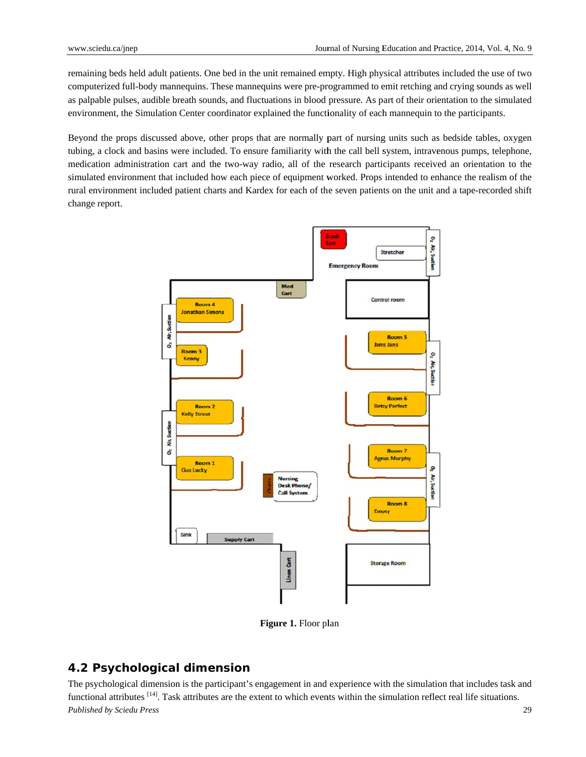remaining beds held adult patients. One bed in the unit remained empty. High physical attributes included the use of two computerized full-body mannequins. These mannequins were pre-programmed to emit retching and crying sounds as well as palpable pulses, audible breath sounds, and fluctuations in blood pressure. As part of their orientation to the simulated environment, the Simulation Center coordinator explained the functionality of each mannequin to the participants.

Beyond the props discussed above, other props that are normally part of nursing units such as bedside tables, oxygen tubing, a clock and basins were included. To ensure familiarity with the call bell system, intravenous pumps, telephone, medication administration cart and the two-way radio, all of the research participants received an orientation to the simulated environment that included how each piece of equipment worked. Props intended to enhance the realism of the rural environment included patient charts and Kardex for each of the seven patients on the unit and a tape-recorded shift change report.

Crash Cart

Stretcher

Emergency Room

$O_2$ Air, Suction

Med Cart

Control room

Room 4 Jonathan Simons

$O_2$ Air, Suction

Room 5 Janis Jans

Room 3 Kenny

$O_2$ Air, Suction

Room 6 Betsy Perfect

Room 2 Kelly Street

$O_2$ Air, Suction

Room 7 Agnus Murphy

Room 1 Gus Lucky

Charts

Nursing Desk Phone/ Call System

$O_2$ Air, Suction

Room 8 Empty

Sink

Supply Cart

Linen Cart

Storage Room

**Figure 1.** Floor plan

## 4.2 Psychological dimension

The psychological dimension is the participant's engagement in and experience with the simulation that includes task and functional attributes [14]. Task attributes are the extent to which events within the simulation reflect real life situations.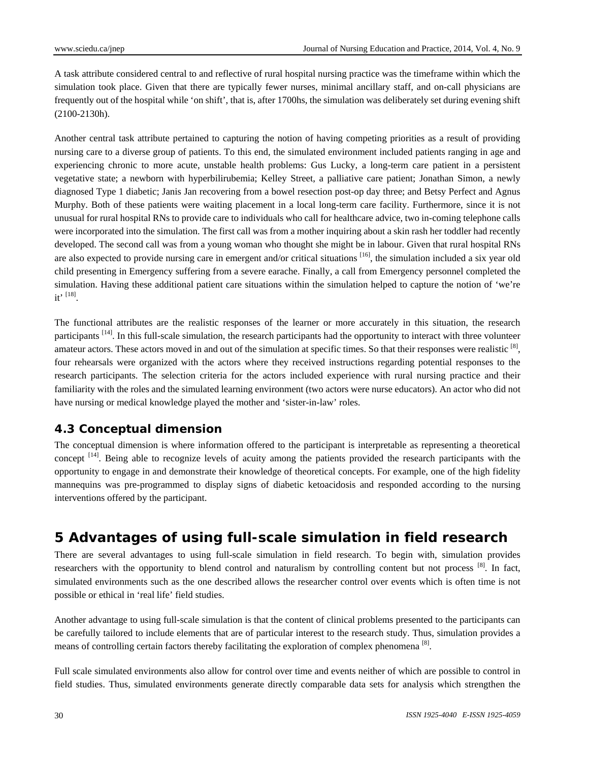A task attribute considered central to and reflective of rural hospital nursing practice was the timeframe within which the simulation took place. Given that there are typically fewer nurses, minimal ancillary staff, and on-call physicians are frequently out of the hospital while 'on shift', that is, after 1700hs, the simulation was deliberately set during evening shift (2100-2130h).

Another central task attribute pertained to capturing the notion of having competing priorities as a result of providing nursing care to a diverse group of patients. To this end, the simulated environment included patients ranging in age and experiencing chronic to more acute, unstable health problems: Gus Lucky, a long-term care patient in a persistent vegetative state; a newborn with hyperbilirubemia; Kelley Street, a palliative care patient; Jonathan Simon, a newly diagnosed Type 1 diabetic; Janis Jan recovering from a bowel resection post-op day three; and Betsy Perfect and Agnus Murphy. Both of these patients were waiting placement in a local long-term care facility. Furthermore, since it is not unusual for rural hospital RNs to provide care to individuals who call for healthcare advice, two in-coming telephone calls were incorporated into the simulation. The first call was from a mother inquiring about a skin rash her toddler had recently developed. The second call was from a young woman who thought she might be in labour. Given that rural hospital RNs are also expected to provide nursing care in emergent and/or critical situations [16], the simulation included a six year old child presenting in Emergency suffering from a severe earache. Finally, a call from Emergency personnel completed the simulation. Having these additional patient care situations within the simulation helped to capture the notion of 'we're it' [18].

The functional attributes are the realistic responses of the learner or more accurately in this situation, the research participants [14]. In this full-scale simulation, the research participants had the opportunity to interact with three volunteer amateur actors. These actors moved in and out of the simulation at specific times. So that their responses were realistic [8], four rehearsals were organized with the actors where they received instructions regarding potential responses to the research participants. The selection criteria for the actors included experience with rural nursing practice and their familiarity with the roles and the simulated learning environment (two actors were nurse educators). An actor who did not have nursing or medical knowledge played the mother and 'sister-in-law' roles.

### 4.3 Conceptual dimension

The conceptual dimension is where information offered to the participant is interpretable as representing a theoretical concept [14]. Being able to recognize levels of acuity among the patients provided the research participants with the opportunity to engage in and demonstrate their knowledge of theoretical concepts. For example, one of the high fidelity mannequins was pre-programmed to display signs of diabetic ketoacidosis and responded according to the nursing interventions offered by the participant.

## 5 Advantages of using full-scale simulation in field research

There are several advantages to using full-scale simulation in field research. To begin with, simulation provides researchers with the opportunity to blend control and naturalism by controlling content but not process [8]. In fact, simulated environments such as the one described allows the researcher control over events which is often time is not possible or ethical in 'real life' field studies.

Another advantage to using full-scale simulation is that the content of clinical problems presented to the participants can be carefully tailored to include elements that are of particular interest to the research study. Thus, simulation provides a means of controlling certain factors thereby facilitating the exploration of complex phenomena [8].

Full scale simulated environments also allow for control over time and events neither of which are possible to control in field studies. Thus, simulated environments generate directly comparable data sets for analysis which strengthen the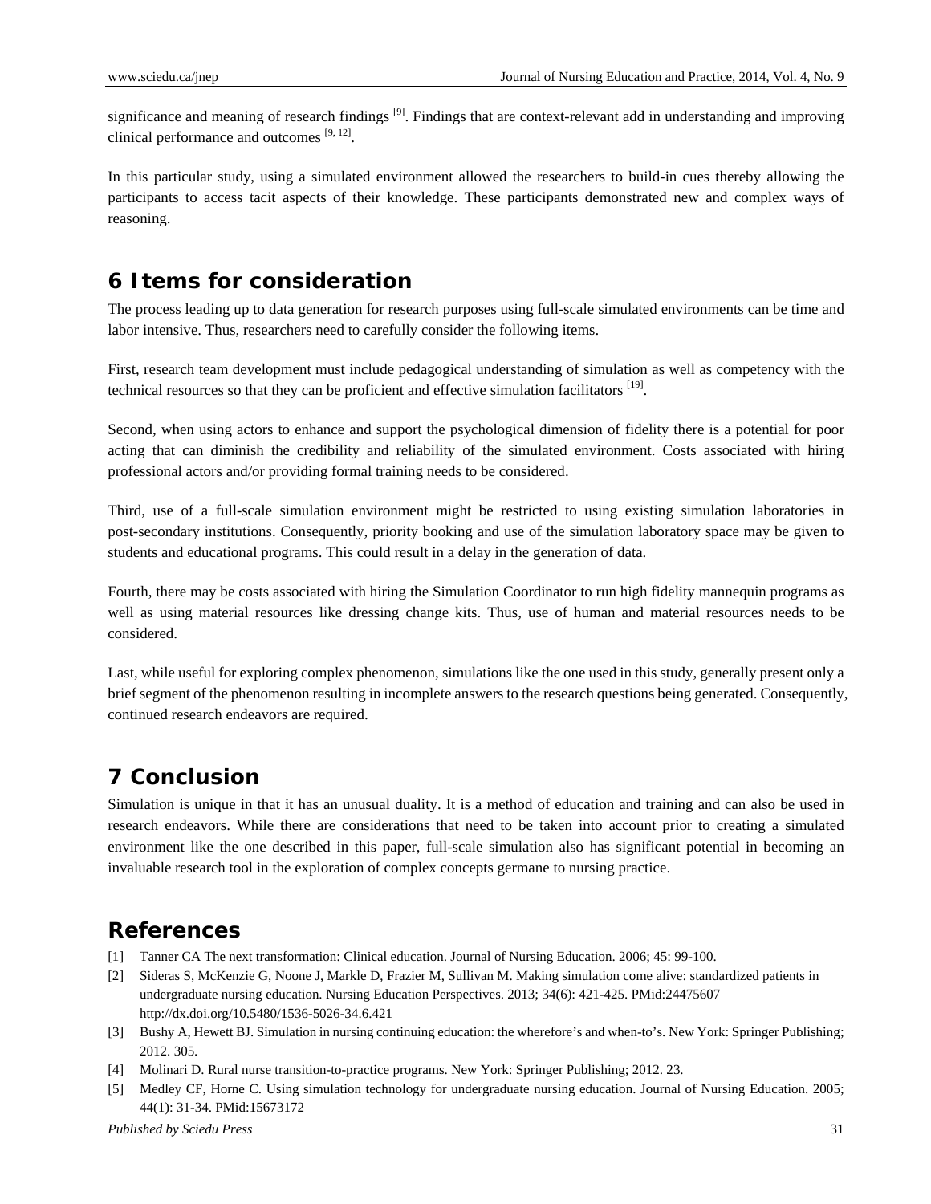significance and meaning of research findings [9]. Findings that are context-relevant add in understanding and improving clinical performance and outcomes [9, 12].

In this particular study, using a simulated environment allowed the researchers to build-in cues thereby allowing the participants to access tacit aspects of their knowledge. These participants demonstrated new and complex ways of reasoning.

## 6 Items for consideration

The process leading up to data generation for research purposes using full-scale simulated environments can be time and labor intensive. Thus, researchers need to carefully consider the following items.

First, research team development must include pedagogical understanding of simulation as well as competency with the technical resources so that they can be proficient and effective simulation facilitators [19].

Second, when using actors to enhance and support the psychological dimension of fidelity there is a potential for poor acting that can diminish the credibility and reliability of the simulated environment. Costs associated with hiring professional actors and/or providing formal training needs to be considered.

Third, use of a full-scale simulation environment might be restricted to using existing simulation laboratories in post-secondary institutions. Consequently, priority booking and use of the simulation laboratory space may be given to students and educational programs. This could result in a delay in the generation of data.

Fourth, there may be costs associated with hiring the Simulation Coordinator to run high fidelity mannequin programs as well as using material resources like dressing change kits. Thus, use of human and material resources needs to be considered.

Last, while useful for exploring complex phenomenon, simulations like the one used in this study, generally present only a brief segment of the phenomenon resulting in incomplete answers to the research questions being generated. Consequently, continued research endeavors are required.

## 7 Conclusion

Simulation is unique in that it has an unusual duality. It is a method of education and training and can also be used in research endeavors. While there are considerations that need to be taken into account prior to creating a simulated environment like the one described in this paper, full-scale simulation also has significant potential in becoming an invaluable research tool in the exploration of complex concepts germane to nursing practice.

## References

[1] Tanner CA The next transformation: Clinical education. Journal of Nursing Education. 2006; 45: 99-100.

[2] Sideras S, McKenzie G, Noone J, Markle D, Frazier M, Sullivan M. Making simulation come alive: standardized patients in undergraduate nursing education. Nursing Education Perspectives. 2013; 34(6): 421-425. PMid:24475607 http://dx.doi.org/10.5480/1536-5026-34.6.421

[3] Bushy A, Hewett BJ. Simulation in nursing continuing education: the wherefore's and when-to's. New York: Springer Publishing; 2012. 305.

[4] Molinari D. Rural nurse transition-to-practice programs. New York: Springer Publishing; 2012. 23.

[5] Medley CF, Horne C. Using simulation technology for undergraduate nursing education. Journal of Nursing Education. 2005; 44(1): 31-34. PMid:15673172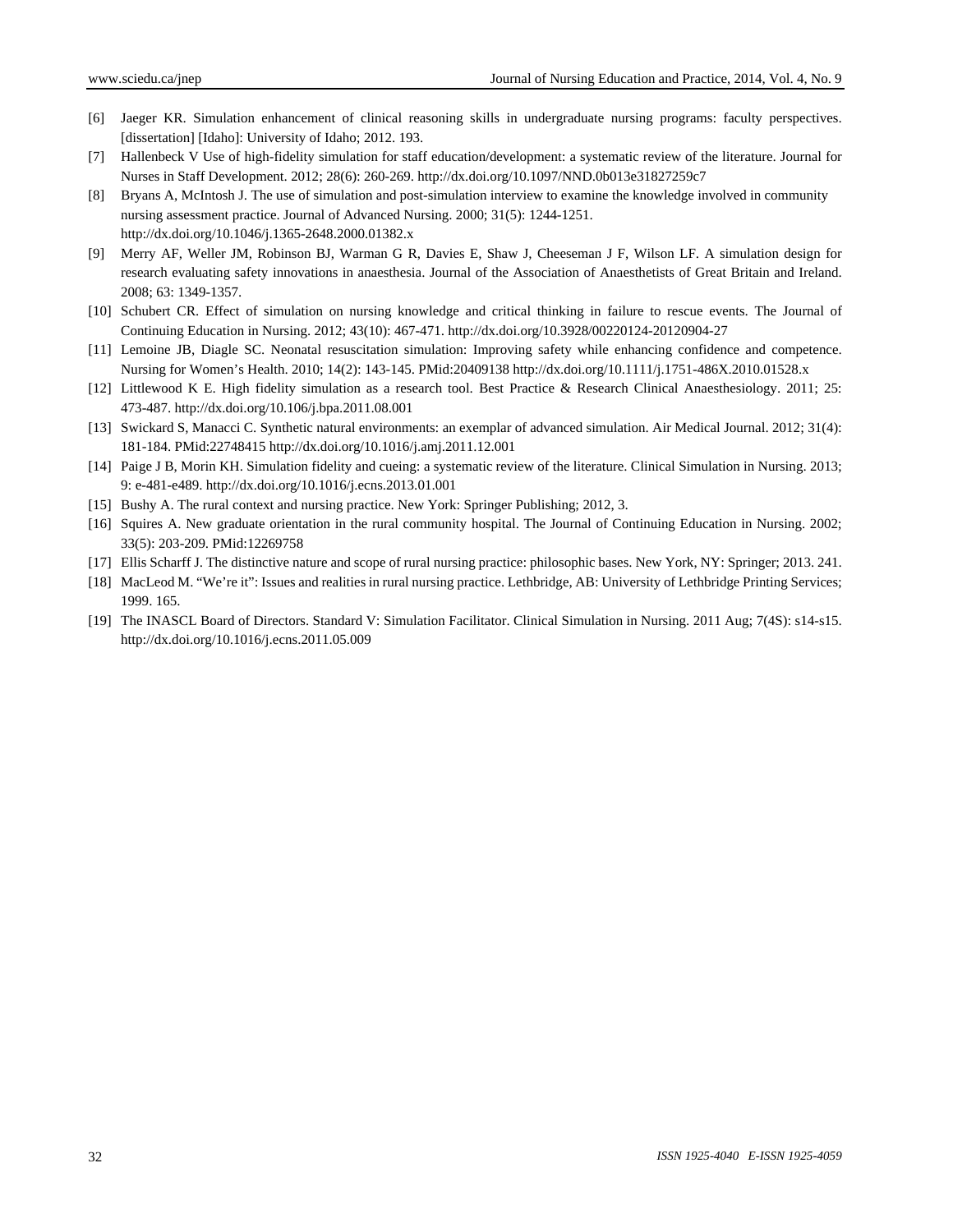[6] Jaeger KR. Simulation enhancement of clinical reasoning skills in undergraduate nursing programs: faculty perspectives. [dissertation] [Idaho]: University of Idaho; 2012. 193.

[7] Hallenbeck V Use of high-fidelity simulation for staff education/development: a systematic review of the literature. Journal for Nurses in Staff Development. 2012; 28(6): 260-269. http://dx.doi.org/10.1097/NND.0b013e31827259c7

[8] Bryans A, McIntosh J. The use of simulation and post-simulation interview to examine the knowledge involved in community nursing assessment practice. Journal of Advanced Nursing. 2000; 31(5): 1244-1251. http://dx.doi.org/10.1046/j.1365-2648.2000.01382.x

[9] Merry AF, Weller JM, Robinson BJ, Warman G R, Davies E, Shaw J, Cheeseman J F, Wilson LF. A simulation design for research evaluating safety innovations in anaesthesia. Journal of the Association of Anaesthetists of Great Britain and Ireland. 2008; 63: 1349-1357.

[10] Schubert CR. Effect of simulation on nursing knowledge and critical thinking in failure to rescue events. The Journal of Continuing Education in Nursing. 2012; 43(10): 467-471. http://dx.doi.org/10.3928/00220124-20120904-27

[11] Lemoine JB, Diagle SC. Neonatal resuscitation simulation: Improving safety while enhancing confidence and competence. Nursing for Women's Health. 2010; 14(2): 143-145. PMid:20409138 http://dx.doi.org/10.1111/j.1751-486X.2010.01528.x

[12] Littlewood K E. High fidelity simulation as a research tool. Best Practice & Research Clinical Anaesthesiology. 2011; 25: 473-487. http://dx.doi.org/10.106/j.bpa.2011.08.001

[13] Swickard S, Manacci C. Synthetic natural environments: an exemplar of advanced simulation. Air Medical Journal. 2012; 31(4): 181-184. PMid:22748415 http://dx.doi.org/10.1016/j.amj.2011.12.001

[14] Paige J B, Morin KH. Simulation fidelity and cueing: a systematic review of the literature. Clinical Simulation in Nursing. 2013; 9: e-481-e489. http://dx.doi.org/10.1016/j.ecns.2013.01.001

[15] Bushy A. The rural context and nursing practice. New York: Springer Publishing; 2012, 3.

[16] Squires A. New graduate orientation in the rural community hospital. The Journal of Continuing Education in Nursing. 2002; 33(5): 203-209. PMid:12269758

[17] Ellis Scharff J. The distinctive nature and scope of rural nursing practice: philosophic bases. New York, NY: Springer; 2013. 241.

[18] MacLeod M. "We're it": Issues and realities in rural nursing practice. Lethbridge, AB: University of Lethbridge Printing Services; 1999. 165.

[19] The INASCL Board of Directors. Standard V: Simulation Facilitator. Clinical Simulation in Nursing. 2011 Aug; 7(4S): s14-s15. http://dx.doi.org/10.1016/j.ecns.2011.05.009